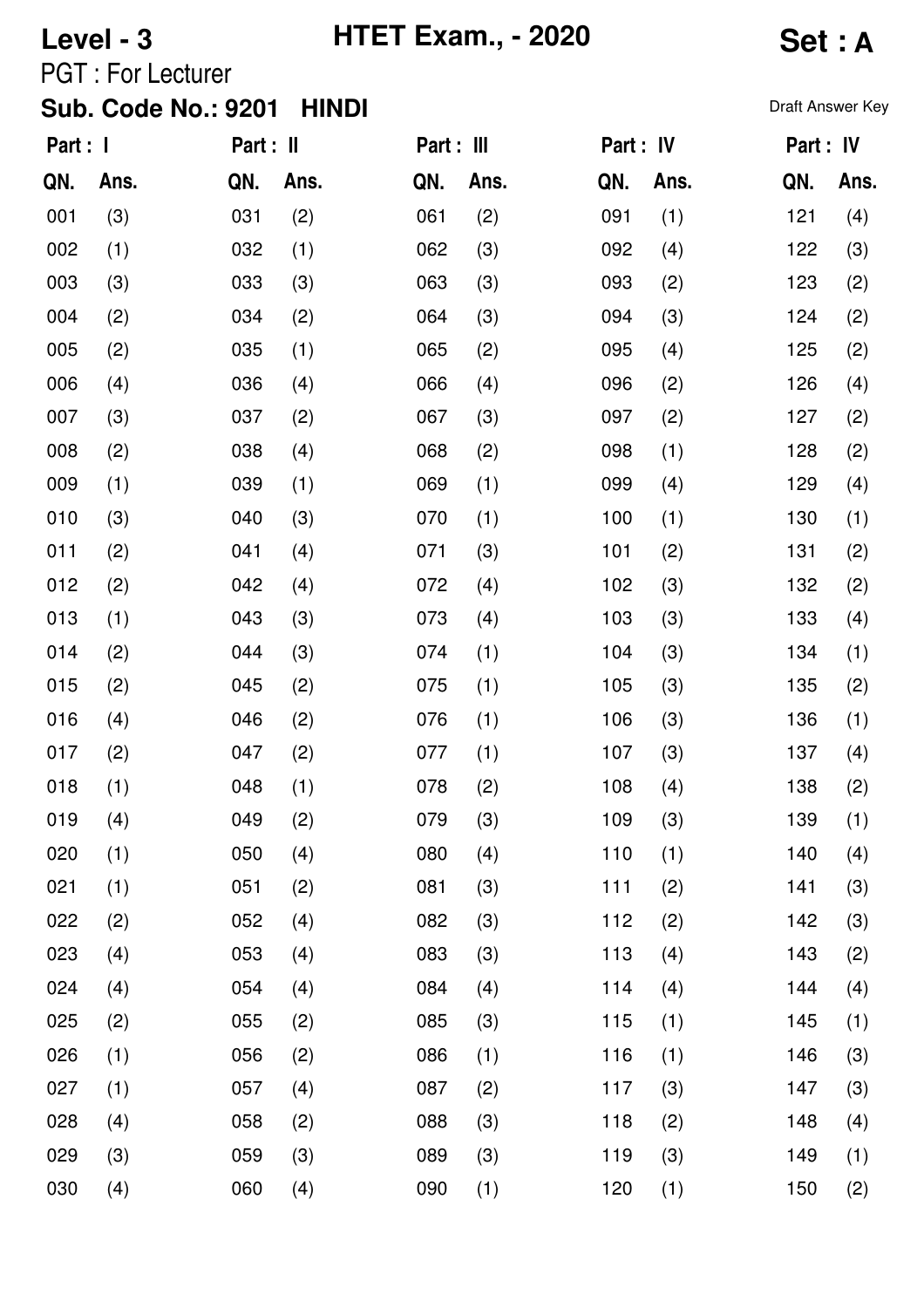# Level - 3 HTET Exam., - 2020 Set : A

PGT : For Lecturer

**Sub. Code No.: 9201 HINDI**

Draft Answer Key

| Part : I | | Part : II | | Part : III | | Part : IV | | Part : IV | |
|---|---|---|---|---|---|---|---|---|---|
| QN. | Ans. | QN. | Ans. | QN. | Ans. | QN. | Ans. | QN. | Ans. |
| 001 | (3) | 031 | (2) | 061 | (2) | 091 | (1) | 121 | (4) |
| 002 | (1) | 032 | (1) | 062 | (3) | 092 | (4) | 122 | (3) |
| 003 | (3) | 033 | (3) | 063 | (3) | 093 | (2) | 123 | (2) |
| 004 | (2) | 034 | (2) | 064 | (3) | 094 | (3) | 124 | (2) |
| 005 | (2) | 035 | (1) | 065 | (2) | 095 | (4) | 125 | (2) |
| 006 | (4) | 036 | (4) | 066 | (4) | 096 | (2) | 126 | (4) |
| 007 | (3) | 037 | (2) | 067 | (3) | 097 | (2) | 127 | (2) |
| 008 | (2) | 038 | (4) | 068 | (2) | 098 | (1) | 128 | (2) |
| 009 | (1) | 039 | (1) | 069 | (1) | 099 | (4) | 129 | (4) |
| 010 | (3) | 040 | (3) | 070 | (1) | 100 | (1) | 130 | (1) |
| 011 | (2) | 041 | (4) | 071 | (3) | 101 | (2) | 131 | (2) |
| 012 | (2) | 042 | (4) | 072 | (4) | 102 | (3) | 132 | (2) |
| 013 | (1) | 043 | (3) | 073 | (4) | 103 | (3) | 133 | (4) |
| 014 | (2) | 044 | (3) | 074 | (1) | 104 | (3) | 134 | (1) |
| 015 | (2) | 045 | (2) | 075 | (1) | 105 | (3) | 135 | (2) |
| 016 | (4) | 046 | (2) | 076 | (1) | 106 | (3) | 136 | (1) |
| 017 | (2) | 047 | (2) | 077 | (1) | 107 | (3) | 137 | (4) |
| 018 | (1) | 048 | (1) | 078 | (2) | 108 | (4) | 138 | (2) |
| 019 | (4) | 049 | (2) | 079 | (3) | 109 | (3) | 139 | (1) |
| 020 | (1) | 050 | (4) | 080 | (4) | 110 | (1) | 140 | (4) |
| 021 | (1) | 051 | (2) | 081 | (3) | 111 | (2) | 141 | (3) |
| 022 | (2) | 052 | (4) | 082 | (3) | 112 | (2) | 142 | (3) |
| 023 | (4) | 053 | (4) | 083 | (3) | 113 | (4) | 143 | (2) |
| 024 | (4) | 054 | (4) | 084 | (4) | 114 | (4) | 144 | (4) |
| 025 | (2) | 055 | (2) | 085 | (3) | 115 | (1) | 145 | (1) |
| 026 | (1) | 056 | (2) | 086 | (1) | 116 | (1) | 146 | (3) |
| 027 | (1) | 057 | (4) | 087 | (2) | 117 | (3) | 147 | (3) |
| 028 | (4) | 058 | (2) | 088 | (3) | 118 | (2) | 148 | (4) |
| 029 | (3) | 059 | (3) | 089 | (3) | 119 | (3) | 149 | (1) |
| 030 | (4) | 060 | (4) | 090 | (1) | 120 | (1) | 150 | (2) |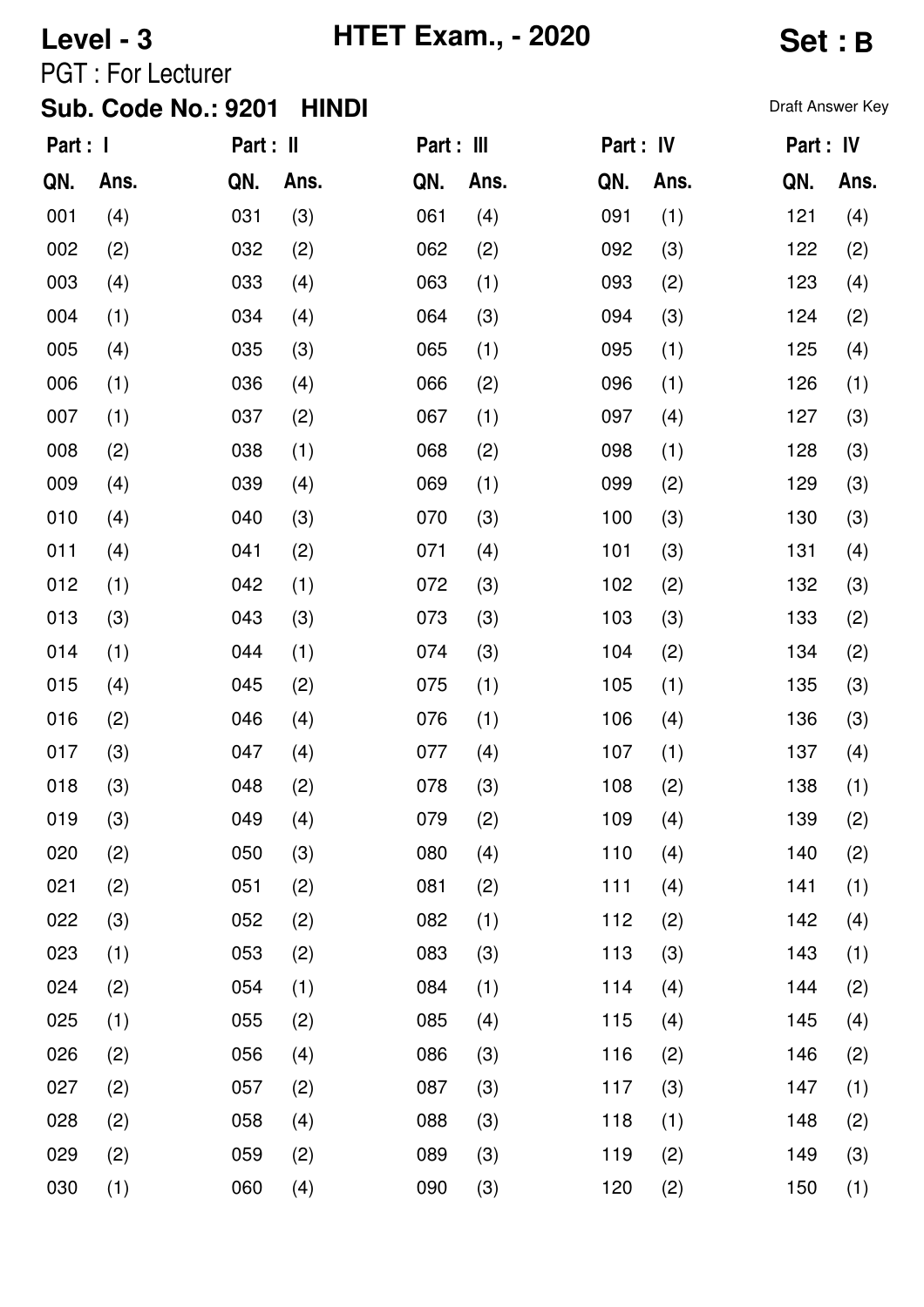**Level - 3** | **HTET Exam., - 2020** | **Set : B**

PGT : For Lecturer

**Sub. Code No.: 9201 HINDI**

Draft Answer Key

| Part : I | | Part : II | | Part : III | | Part : IV | | Part : IV | |
|---|---|---|---|---|---|---|---|---|---|
| QN. | Ans. | QN. | Ans. | QN. | Ans. | QN. | Ans. | QN. | Ans. |
| 001 | (4) | 031 | (3) | 061 | (4) | 091 | (1) | 121 | (4) |
| 002 | (2) | 032 | (2) | 062 | (2) | 092 | (3) | 122 | (2) |
| 003 | (4) | 033 | (4) | 063 | (1) | 093 | (2) | 123 | (4) |
| 004 | (1) | 034 | (4) | 064 | (3) | 094 | (3) | 124 | (2) |
| 005 | (4) | 035 | (3) | 065 | (1) | 095 | (1) | 125 | (4) |
| 006 | (1) | 036 | (4) | 066 | (2) | 096 | (1) | 126 | (1) |
| 007 | (1) | 037 | (2) | 067 | (1) | 097 | (4) | 127 | (3) |
| 008 | (2) | 038 | (1) | 068 | (2) | 098 | (1) | 128 | (3) |
| 009 | (4) | 039 | (4) | 069 | (1) | 099 | (2) | 129 | (3) |
| 010 | (4) | 040 | (3) | 070 | (3) | 100 | (3) | 130 | (3) |
| 011 | (4) | 041 | (2) | 071 | (4) | 101 | (3) | 131 | (4) |
| 012 | (1) | 042 | (1) | 072 | (3) | 102 | (2) | 132 | (3) |
| 013 | (3) | 043 | (3) | 073 | (3) | 103 | (3) | 133 | (2) |
| 014 | (1) | 044 | (1) | 074 | (3) | 104 | (2) | 134 | (2) |
| 015 | (4) | 045 | (2) | 075 | (1) | 105 | (1) | 135 | (3) |
| 016 | (2) | 046 | (4) | 076 | (1) | 106 | (4) | 136 | (3) |
| 017 | (3) | 047 | (4) | 077 | (4) | 107 | (1) | 137 | (4) |
| 018 | (3) | 048 | (2) | 078 | (3) | 108 | (2) | 138 | (1) |
| 019 | (3) | 049 | (4) | 079 | (2) | 109 | (4) | 139 | (2) |
| 020 | (2) | 050 | (3) | 080 | (4) | 110 | (4) | 140 | (2) |
| 021 | (2) | 051 | (2) | 081 | (2) | 111 | (4) | 141 | (1) |
| 022 | (3) | 052 | (2) | 082 | (1) | 112 | (2) | 142 | (4) |
| 023 | (1) | 053 | (2) | 083 | (3) | 113 | (3) | 143 | (1) |
| 024 | (2) | 054 | (1) | 084 | (1) | 114 | (4) | 144 | (2) |
| 025 | (1) | 055 | (2) | 085 | (4) | 115 | (4) | 145 | (4) |
| 026 | (2) | 056 | (4) | 086 | (3) | 116 | (2) | 146 | (2) |
| 027 | (2) | 057 | (2) | 087 | (3) | 117 | (3) | 147 | (1) |
| 028 | (2) | 058 | (4) | 088 | (3) | 118 | (1) | 148 | (2) |
| 029 | (2) | 059 | (2) | 089 | (3) | 119 | (2) | 149 | (3) |
| 030 | (1) | 060 | (4) | 090 | (3) | 120 | (2) | 150 | (1) |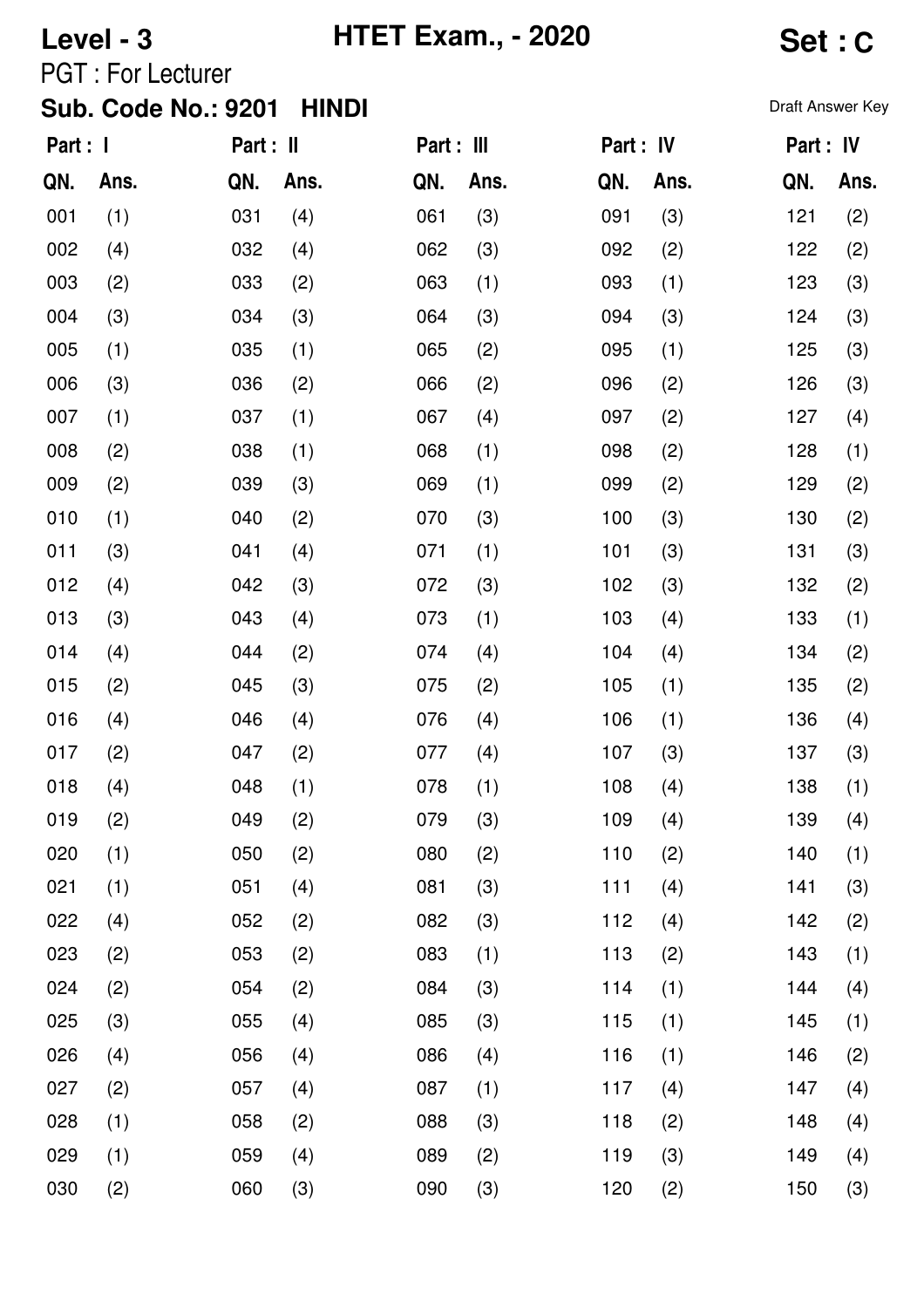**Level - 3** **HTET Exam., - 2020** **Set : C**

PGT : For Lecturer

**Sub. Code No.: 9201 HINDI**

Draft Answer Key

| Part : I | | Part : II | | Part : III | | Part : IV | | Part : IV | |
|---|---|---|---|---|---|---|---|---|---|
| QN. | Ans. | QN. | Ans. | QN. | Ans. | QN. | Ans. | QN. | Ans. |
| 001 | (1) | 031 | (4) | 061 | (3) | 091 | (3) | 121 | (2) |
| 002 | (4) | 032 | (4) | 062 | (3) | 092 | (2) | 122 | (2) |
| 003 | (2) | 033 | (2) | 063 | (1) | 093 | (1) | 123 | (3) |
| 004 | (3) | 034 | (3) | 064 | (3) | 094 | (3) | 124 | (3) |
| 005 | (1) | 035 | (1) | 065 | (2) | 095 | (1) | 125 | (3) |
| 006 | (3) | 036 | (2) | 066 | (2) | 096 | (2) | 126 | (3) |
| 007 | (1) | 037 | (1) | 067 | (4) | 097 | (2) | 127 | (4) |
| 008 | (2) | 038 | (1) | 068 | (1) | 098 | (2) | 128 | (1) |
| 009 | (2) | 039 | (3) | 069 | (1) | 099 | (2) | 129 | (2) |
| 010 | (1) | 040 | (2) | 070 | (3) | 100 | (3) | 130 | (2) |
| 011 | (3) | 041 | (4) | 071 | (1) | 101 | (3) | 131 | (3) |
| 012 | (4) | 042 | (3) | 072 | (3) | 102 | (3) | 132 | (2) |
| 013 | (3) | 043 | (4) | 073 | (1) | 103 | (4) | 133 | (1) |
| 014 | (4) | 044 | (2) | 074 | (4) | 104 | (4) | 134 | (2) |
| 015 | (2) | 045 | (3) | 075 | (2) | 105 | (1) | 135 | (2) |
| 016 | (4) | 046 | (4) | 076 | (4) | 106 | (1) | 136 | (4) |
| 017 | (2) | 047 | (2) | 077 | (4) | 107 | (3) | 137 | (3) |
| 018 | (4) | 048 | (1) | 078 | (1) | 108 | (4) | 138 | (1) |
| 019 | (2) | 049 | (2) | 079 | (3) | 109 | (4) | 139 | (4) |
| 020 | (1) | 050 | (2) | 080 | (2) | 110 | (2) | 140 | (1) |
| 021 | (1) | 051 | (4) | 081 | (3) | 111 | (4) | 141 | (3) |
| 022 | (4) | 052 | (2) | 082 | (3) | 112 | (4) | 142 | (2) |
| 023 | (2) | 053 | (2) | 083 | (1) | 113 | (2) | 143 | (1) |
| 024 | (2) | 054 | (2) | 084 | (3) | 114 | (1) | 144 | (4) |
| 025 | (3) | 055 | (4) | 085 | (3) | 115 | (1) | 145 | (1) |
| 026 | (4) | 056 | (4) | 086 | (4) | 116 | (1) | 146 | (2) |
| 027 | (2) | 057 | (4) | 087 | (1) | 117 | (4) | 147 | (4) |
| 028 | (1) | 058 | (2) | 088 | (3) | 118 | (2) | 148 | (4) |
| 029 | (1) | 059 | (4) | 089 | (2) | 119 | (3) | 149 | (4) |
| 030 | (2) | 060 | (3) | 090 | (3) | 120 | (2) | 150 | (3) |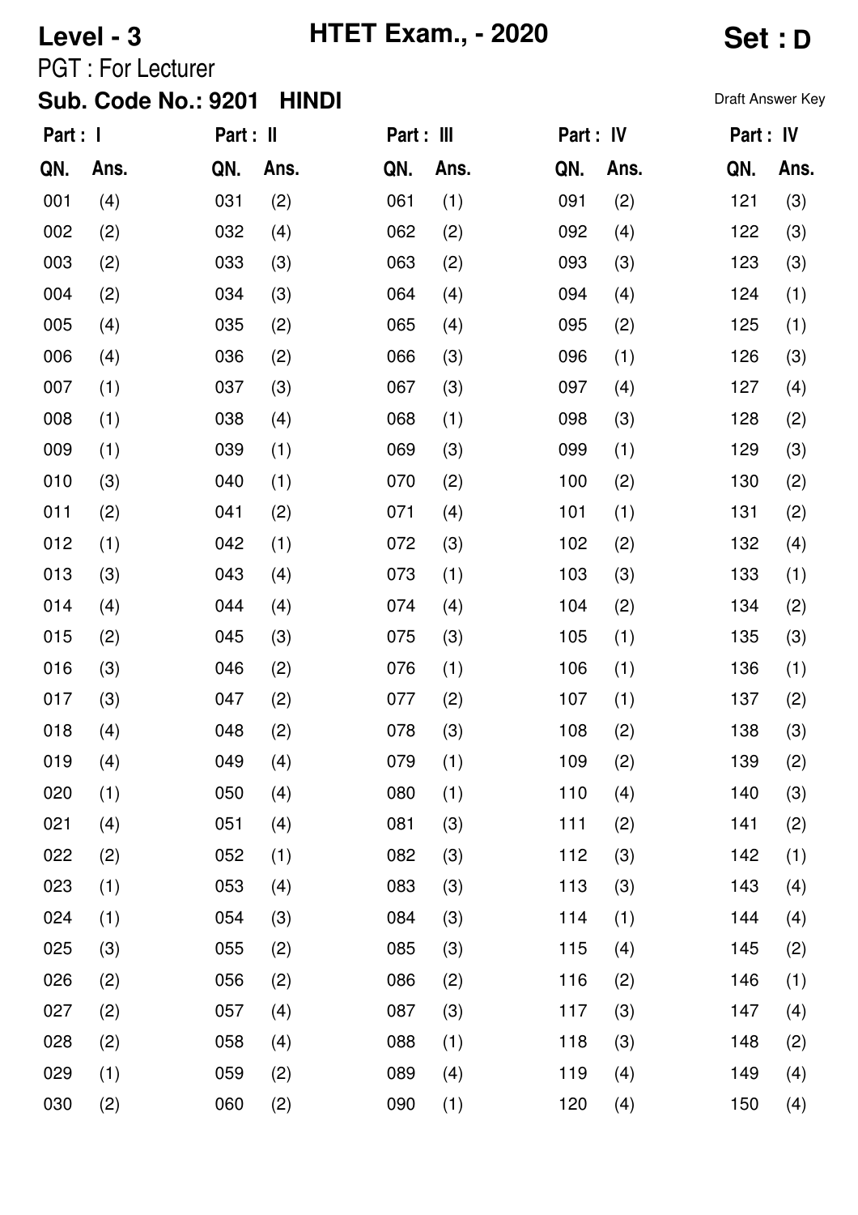**Level - 3** | **HTET Exam., - 2020** | **Set : D**

PGT : For Lecturer

**Sub. Code No.: 9201 HINDI**

Draft Answer Key

| Part : I | | Part : II | | Part : III | | Part : IV | | Part : IV | |
|---|---|---|---|---|---|---|---|---|---|
| QN. | Ans. | QN. | Ans. | QN. | Ans. | QN. | Ans. | QN. | Ans. |
| 001 | (4) | 031 | (2) | 061 | (1) | 091 | (2) | 121 | (3) |
| 002 | (2) | 032 | (4) | 062 | (2) | 092 | (4) | 122 | (3) |
| 003 | (2) | 033 | (3) | 063 | (2) | 093 | (3) | 123 | (3) |
| 004 | (2) | 034 | (3) | 064 | (4) | 094 | (4) | 124 | (1) |
| 005 | (4) | 035 | (2) | 065 | (4) | 095 | (2) | 125 | (1) |
| 006 | (4) | 036 | (2) | 066 | (3) | 096 | (1) | 126 | (3) |
| 007 | (1) | 037 | (3) | 067 | (3) | 097 | (4) | 127 | (4) |
| 008 | (1) | 038 | (4) | 068 | (1) | 098 | (3) | 128 | (2) |
| 009 | (1) | 039 | (1) | 069 | (3) | 099 | (1) | 129 | (3) |
| 010 | (3) | 040 | (1) | 070 | (2) | 100 | (2) | 130 | (2) |
| 011 | (2) | 041 | (2) | 071 | (4) | 101 | (1) | 131 | (2) |
| 012 | (1) | 042 | (1) | 072 | (3) | 102 | (2) | 132 | (4) |
| 013 | (3) | 043 | (4) | 073 | (1) | 103 | (3) | 133 | (1) |
| 014 | (4) | 044 | (4) | 074 | (4) | 104 | (2) | 134 | (2) |
| 015 | (2) | 045 | (3) | 075 | (3) | 105 | (1) | 135 | (3) |
| 016 | (3) | 046 | (2) | 076 | (1) | 106 | (1) | 136 | (1) |
| 017 | (3) | 047 | (2) | 077 | (2) | 107 | (1) | 137 | (2) |
| 018 | (4) | 048 | (2) | 078 | (3) | 108 | (2) | 138 | (3) |
| 019 | (4) | 049 | (4) | 079 | (1) | 109 | (2) | 139 | (2) |
| 020 | (1) | 050 | (4) | 080 | (1) | 110 | (4) | 140 | (3) |
| 021 | (4) | 051 | (4) | 081 | (3) | 111 | (2) | 141 | (2) |
| 022 | (2) | 052 | (1) | 082 | (3) | 112 | (3) | 142 | (1) |
| 023 | (1) | 053 | (4) | 083 | (3) | 113 | (3) | 143 | (4) |
| 024 | (1) | 054 | (3) | 084 | (3) | 114 | (1) | 144 | (4) |
| 025 | (3) | 055 | (2) | 085 | (3) | 115 | (4) | 145 | (2) |
| 026 | (2) | 056 | (2) | 086 | (2) | 116 | (2) | 146 | (1) |
| 027 | (2) | 057 | (4) | 087 | (3) | 117 | (3) | 147 | (4) |
| 028 | (2) | 058 | (4) | 088 | (1) | 118 | (3) | 148 | (2) |
| 029 | (1) | 059 | (2) | 089 | (4) | 119 | (4) | 149 | (4) |
| 030 | (2) | 060 | (2) | 090 | (1) | 120 | (4) | 150 | (4) |